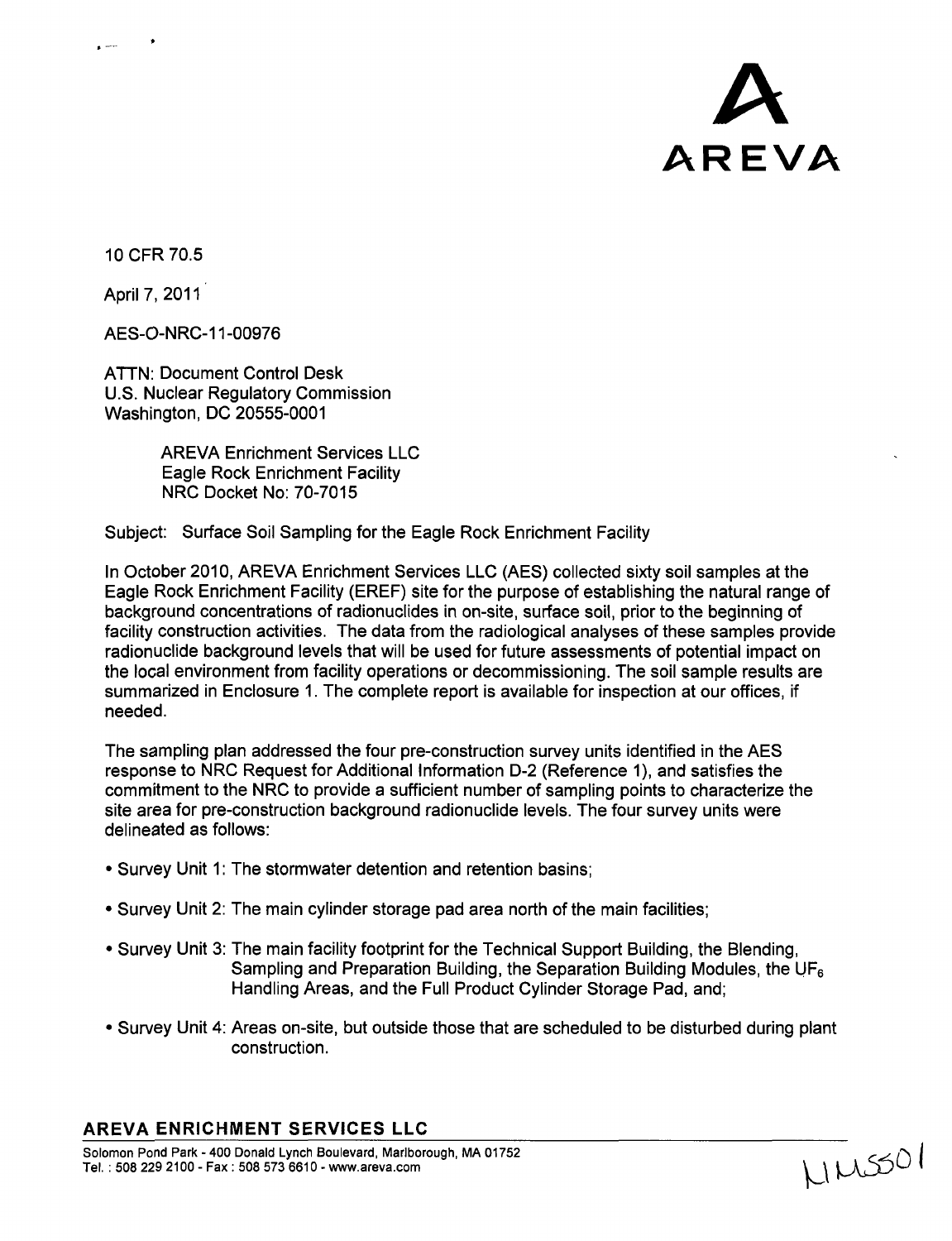# AREVA

10 CFR 70.5

April 7, 2011

AES-O-NRC-11-00976

ATTN: Document Control Desk
U.S. Nuclear Regulatory Commission
Washington, DC 20555-0001

AREVA Enrichment Services LLC
Eagle Rock Enrichment Facility
NRC Docket No: 70-7015

Subject: Surface Soil Sampling for the Eagle Rock Enrichment Facility

In October 2010, AREVA Enrichment Services LLC (AES) collected sixty soil samples at the Eagle Rock Enrichment Facility (EREF) site for the purpose of establishing the natural range of background concentrations of radionuclides in on-site, surface soil, prior to the beginning of facility construction activities. The data from the radiological analyses of these samples provide radionuclide background levels that will be used for future assessments of potential impact on the local environment from facility operations or decommissioning. The soil sample results are summarized in Enclosure 1. The complete report is available for inspection at our offices, if needed.

The sampling plan addressed the four pre-construction survey units identified in the AES response to NRC Request for Additional Information D-2 (Reference 1), and satisfies the commitment to the NRC to provide a sufficient number of sampling points to characterize the site area for pre-construction background radionuclide levels. The four survey units were delineated as follows:

- Survey Unit 1: The stormwater detention and retention basins;
- Survey Unit 2: The main cylinder storage pad area north of the main facilities;
- Survey Unit 3: The main facility footprint for the Technical Support Building, the Blending, Sampling and Preparation Building, the Separation Building Modules, the $UF_6$ Handling Areas, and the Full Product Cylinder Storage Pad, and;
- Survey Unit 4: Areas on-site, but outside those that are scheduled to be disturbed during plant construction.

**AREVA ENRICHMENT SERVICES LLC**
Solomon Pond Park - 400 Donald Lynch Boulevard, Marlborough, MA 01752
Tel. : 508 229 2100 - Fax : 508 573 6610 - www.areva.com

NMSS01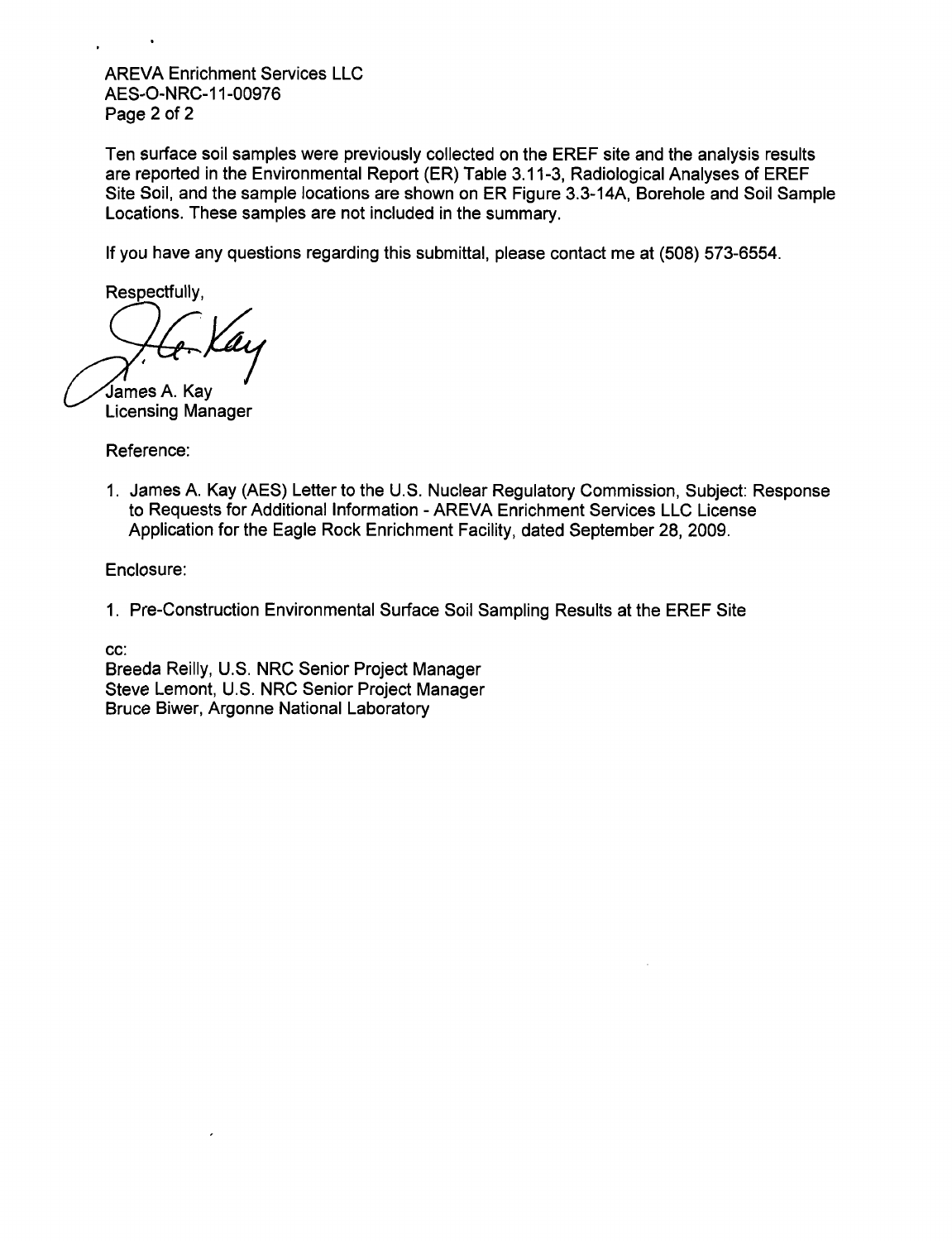AREVA Enrichment Services LLC
AES-O-NRC-11-00976

Ten surface soil samples were previously collected on the EREF site and the analysis results are reported in the Environmental Report (ER) Table 3.11-3, Radiological Analyses of EREF Site Soil, and the sample locations are shown on ER Figure 3.3-14A, Borehole and Soil Sample Locations. These samples are not included in the summary.

If you have any questions regarding this submittal, please contact me at (508) 573-6554.

Respectfully,

James A. Kay
Licensing Manager

Reference:

1. James A. Kay (AES) Letter to the U.S. Nuclear Regulatory Commission, Subject: Response to Requests for Additional Information - AREVA Enrichment Services LLC License Application for the Eagle Rock Enrichment Facility, dated September 28, 2009.

Enclosure:

1. Pre-Construction Environmental Surface Soil Sampling Results at the EREF Site

cc:
Breeda Reilly, U.S. NRC Senior Project Manager
Steve Lemont, U.S. NRC Senior Project Manager
Bruce Biwer, Argonne National Laboratory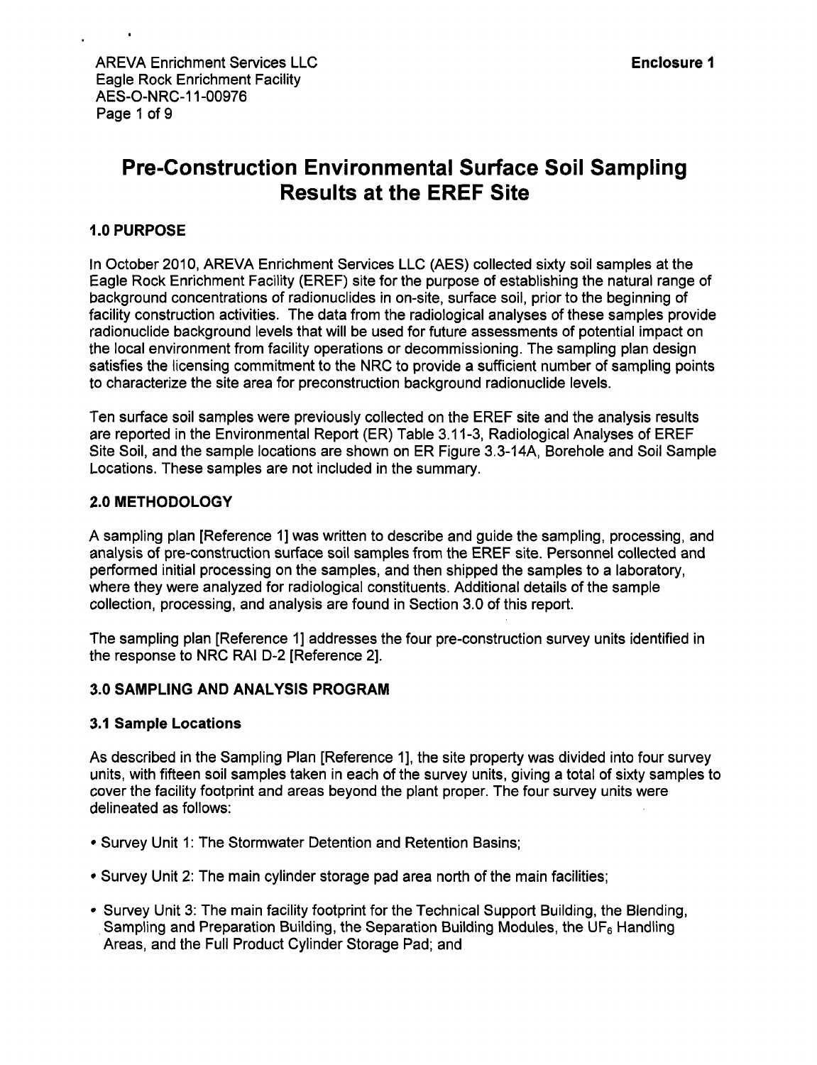# Pre-Construction Environmental Surface Soil Sampling Results at the EREF Site

## 1.0 PURPOSE

In October 2010, AREVA Enrichment Services LLC (AES) collected sixty soil samples at the Eagle Rock Enrichment Facility (EREF) site for the purpose of establishing the natural range of background concentrations of radionuclides in on-site, surface soil, prior to the beginning of facility construction activities. The data from the radiological analyses of these samples provide radionuclide background levels that will be used for future assessments of potential impact on the local environment from facility operations or decommissioning. The sampling plan design satisfies the licensing commitment to the NRC to provide a sufficient number of sampling points to characterize the site area for preconstruction background radionuclide levels.

Ten surface soil samples were previously collected on the EREF site and the analysis results are reported in the Environmental Report (ER) Table 3.11-3, Radiological Analyses of EREF Site Soil, and the sample locations are shown on ER Figure 3.3-14A, Borehole and Soil Sample Locations. These samples are not included in the summary.

## 2.0 METHODOLOGY

A sampling plan [Reference 1] was written to describe and guide the sampling, processing, and analysis of pre-construction surface soil samples from the EREF site. Personnel collected and performed initial processing on the samples, and then shipped the samples to a laboratory, where they were analyzed for radiological constituents. Additional details of the sample collection, processing, and analysis are found in Section 3.0 of this report.

The sampling plan [Reference 1] addresses the four pre-construction survey units identified in the response to NRC RAI D-2 [Reference 2].

## 3.0 SAMPLING AND ANALYSIS PROGRAM

### 3.1 Sample Locations

As described in the Sampling Plan [Reference 1], the site property was divided into four survey units, with fifteen soil samples taken in each of the survey units, giving a total of sixty samples to cover the facility footprint and areas beyond the plant proper. The four survey units were delineated as follows:

- Survey Unit 1: The Stormwater Detention and Retention Basins;
- Survey Unit 2: The main cylinder storage pad area north of the main facilities;
- Survey Unit 3: The main facility footprint for the Technical Support Building, the Blending, Sampling and Preparation Building, the Separation Building Modules, the $UF_6$ Handling Areas, and the Full Product Cylinder Storage Pad; and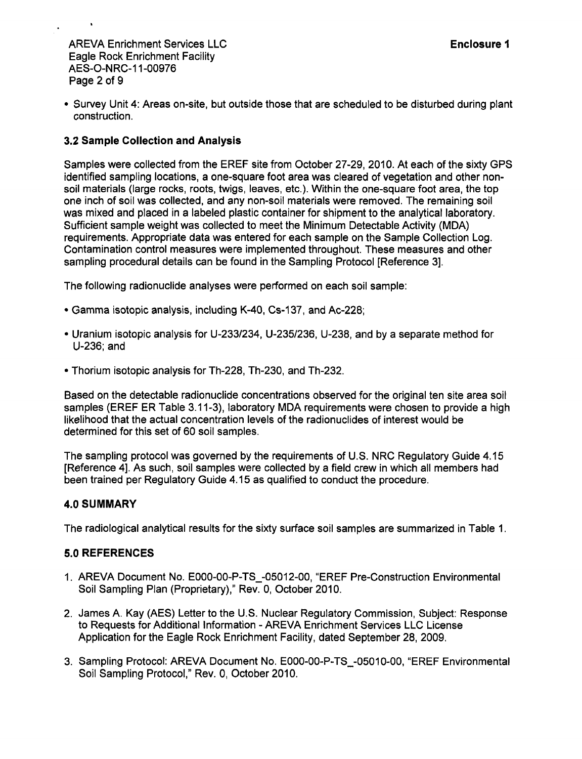- Survey Unit 4: Areas on-site, but outside those that are scheduled to be disturbed during plant construction.

### 3.2 Sample Collection and Analysis

Samples were collected from the EREF site from October 27-29, 2010. At each of the sixty GPS identified sampling locations, a one-square foot area was cleared of vegetation and other non-soil materials (large rocks, roots, twigs, leaves, etc.). Within the one-square foot area, the top one inch of soil was collected, and any non-soil materials were removed. The remaining soil was mixed and placed in a labeled plastic container for shipment to the analytical laboratory. Sufficient sample weight was collected to meet the Minimum Detectable Activity (MDA) requirements. Appropriate data was entered for each sample on the Sample Collection Log. Contamination control measures were implemented throughout. These measures and other sampling procedural details can be found in the Sampling Protocol [Reference 3].

The following radionuclide analyses were performed on each soil sample:

- Gamma isotopic analysis, including K-40, Cs-137, and Ac-228;
- Uranium isotopic analysis for U-233/234, U-235/236, U-238, and by a separate method for U-236; and
- Thorium isotopic analysis for Th-228, Th-230, and Th-232.

Based on the detectable radionuclide concentrations observed for the original ten site area soil samples (EREF ER Table 3.11-3), laboratory MDA requirements were chosen to provide a high likelihood that the actual concentration levels of the radionuclides of interest would be determined for this set of 60 soil samples.

The sampling protocol was governed by the requirements of U.S. NRC Regulatory Guide 4.15 [Reference 4]. As such, soil samples were collected by a field crew in which all members had been trained per Regulatory Guide 4.15 as qualified to conduct the procedure.

## 4.0 SUMMARY

The radiological analytical results for the sixty surface soil samples are summarized in Table 1.

## 5.0 REFERENCES

1. AREVA Document No. E000-00-P-TS_-05012-00, "EREF Pre-Construction Environmental Soil Sampling Plan (Proprietary)," Rev. 0, October 2010.
2. James A. Kay (AES) Letter to the U.S. Nuclear Regulatory Commission, Subject: Response to Requests for Additional Information - AREVA Enrichment Services LLC License Application for the Eagle Rock Enrichment Facility, dated September 28, 2009.
3. Sampling Protocol: AREVA Document No. E000-00-P-TS_-05010-00, "EREF Environmental Soil Sampling Protocol," Rev. 0, October 2010.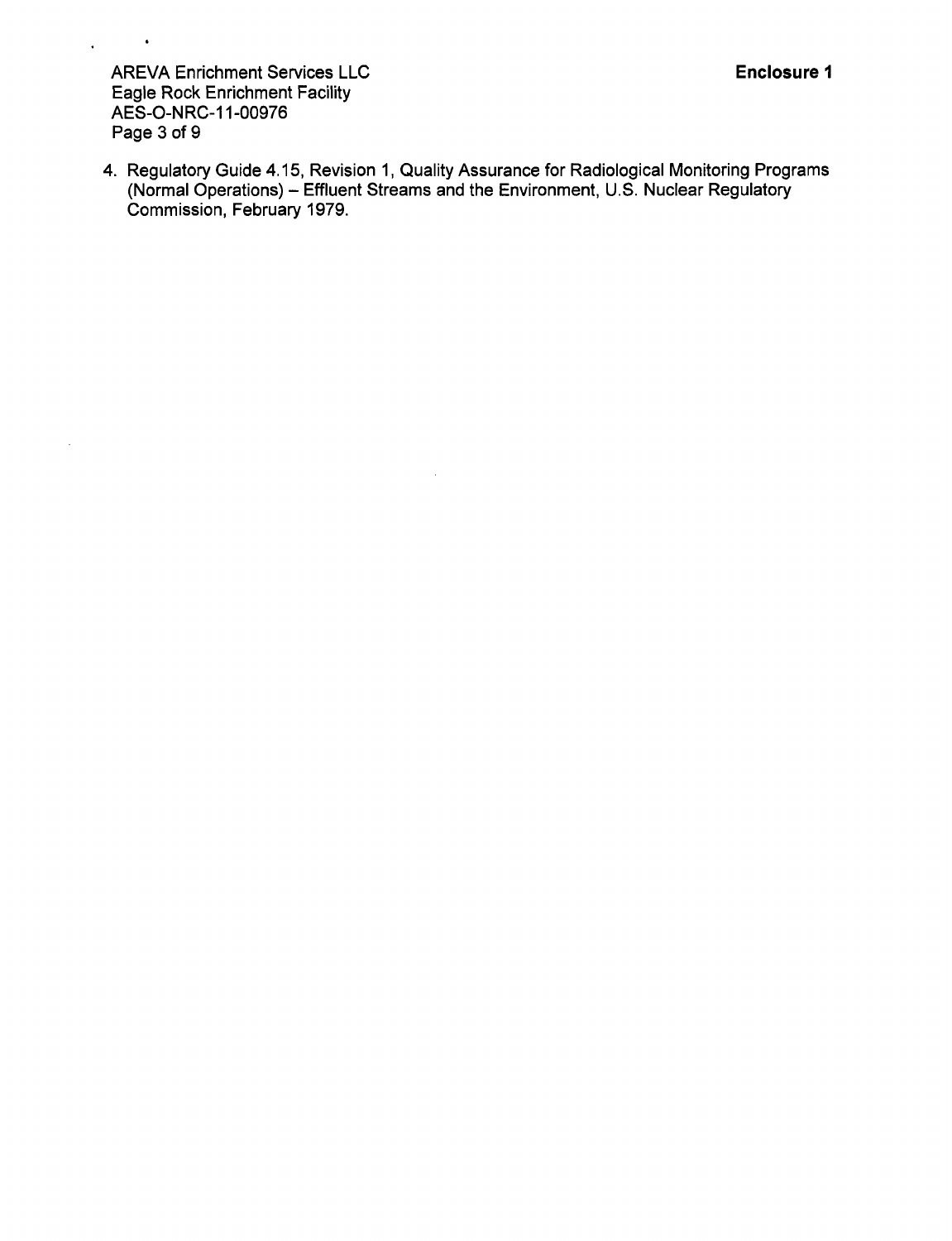4. Regulatory Guide 4.15, Revision 1, Quality Assurance for Radiological Monitoring Programs (Normal Operations) – Effluent Streams and the Environment, U.S. Nuclear Regulatory Commission, February 1979.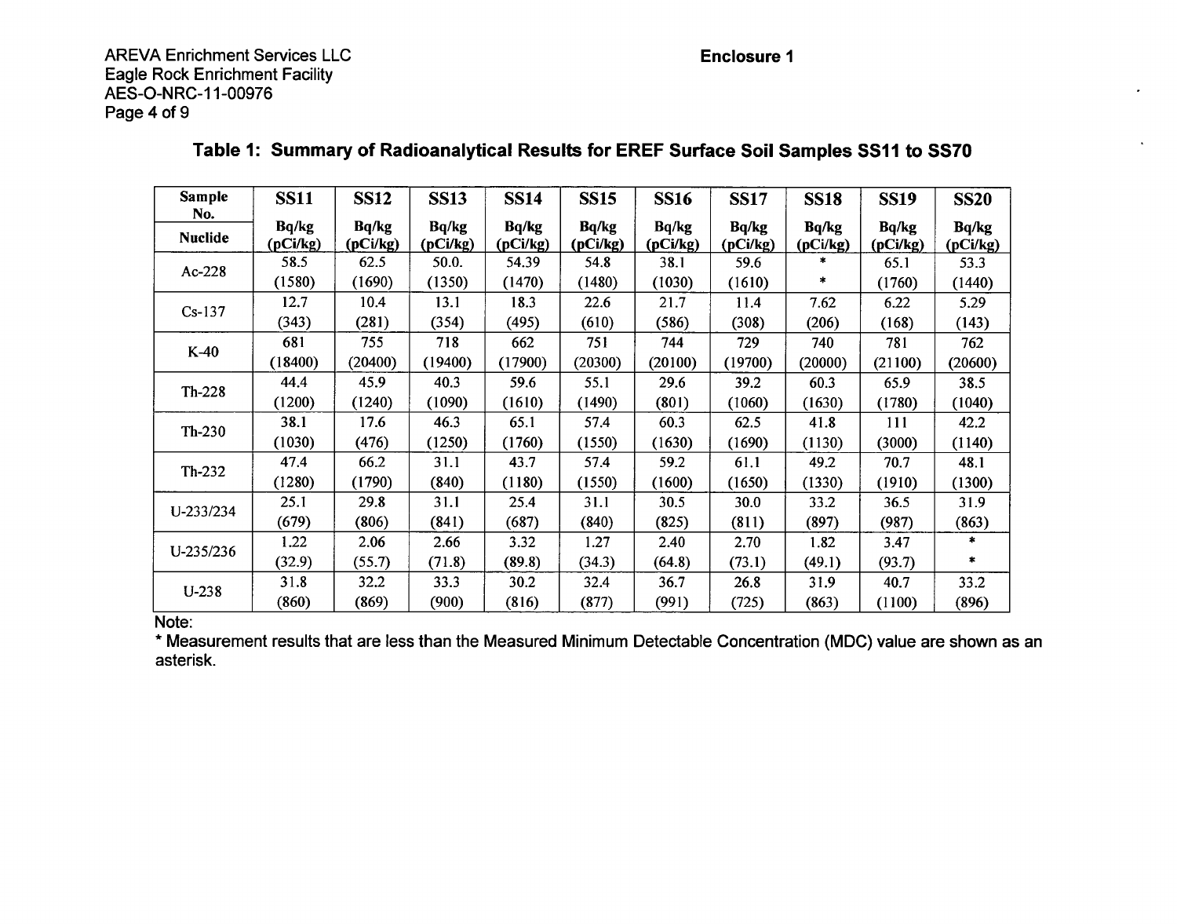**Enclosure 1**

## Table 1: Summary of Radioanalytical Results for EREF Surface Soil Samples SS11 to SS70

| Sample No. | SS11 | SS12 | SS13 | SS14 | SS15 | SS16 | SS17 | SS18 | SS19 | SS20 |
|---|---|---|---|---|---|---|---|---|---|---|
| Nuclide | Bq/kg (pCi/kg) | Bq/kg (pCi/kg) | Bq/kg (pCi/kg) | Bq/kg (pCi/kg) | Bq/kg (pCi/kg) | Bq/kg (pCi/kg) | Bq/kg (pCi/kg) | Bq/kg (pCi/kg) | Bq/kg (pCi/kg) | Bq/kg (pCi/kg) |
| Ac-228 | 58.5 (1580) | 62.5 (1690) | 50.0. (1350) | 54.39 (1470) | 54.8 (1480) | 38.1 (1030) | 59.6 (1610) | * * | 65.1 (1760) | 53.3 (1440) |
| Cs-137 | 12.7 (343) | 10.4 (281) | 13.1 (354) | 18.3 (495) | 22.6 (610) | 21.7 (586) | 11.4 (308) | 7.62 (206) | 6.22 (168) | 5.29 (143) |
| K-40 | 681 (18400) | 755 (20400) | 718 (19400) | 662 (17900) | 751 (20300) | 744 (20100) | 729 (19700) | 740 (20000) | 781 (21100) | 762 (20600) |
| Th-228 | 44.4 (1200) | 45.9 (1240) | 40.3 (1090) | 59.6 (1610) | 55.1 (1490) | 29.6 (801) | 39.2 (1060) | 60.3 (1630) | 65.9 (1780) | 38.5 (1040) |
| Th-230 | 38.1 (1030) | 17.6 (476) | 46.3 (1250) | 65.1 (1760) | 57.4 (1550) | 60.3 (1630) | 62.5 (1690) | 41.8 (1130) | 111 (3000) | 42.2 (1140) |
| Th-232 | 47.4 (1280) | 66.2 (1790) | 31.1 (840) | 43.7 (1180) | 57.4 (1550) | 59.2 (1600) | 61.1 (1650) | 49.2 (1330) | 70.7 (1910) | 48.1 (1300) |
| U-233/234 | 25.1 (679) | 29.8 (806) | 31.1 (841) | 25.4 (687) | 31.1 (840) | 30.5 (825) | 30.0 (811) | 33.2 (897) | 36.5 (987) | 31.9 (863) |
| U-235/236 | 1.22 (32.9) | 2.06 (55.7) | 2.66 (71.8) | 3.32 (89.8) | 1.27 (34.3) | 2.40 (64.8) | 2.70 (73.1) | 1.82 (49.1) | 3.47 (93.7) | * * |
| U-238 | 31.8 (860) | 32.2 (869) | 33.3 (900) | 30.2 (816) | 32.4 (877) | 36.7 (991) | 26.8 (725) | 31.9 (863) | 40.7 (1100) | 33.2 (896) |

Note:

* Measurement results that are less than the Measured Minimum Detectable Concentration (MDC) value are shown as an asterisk.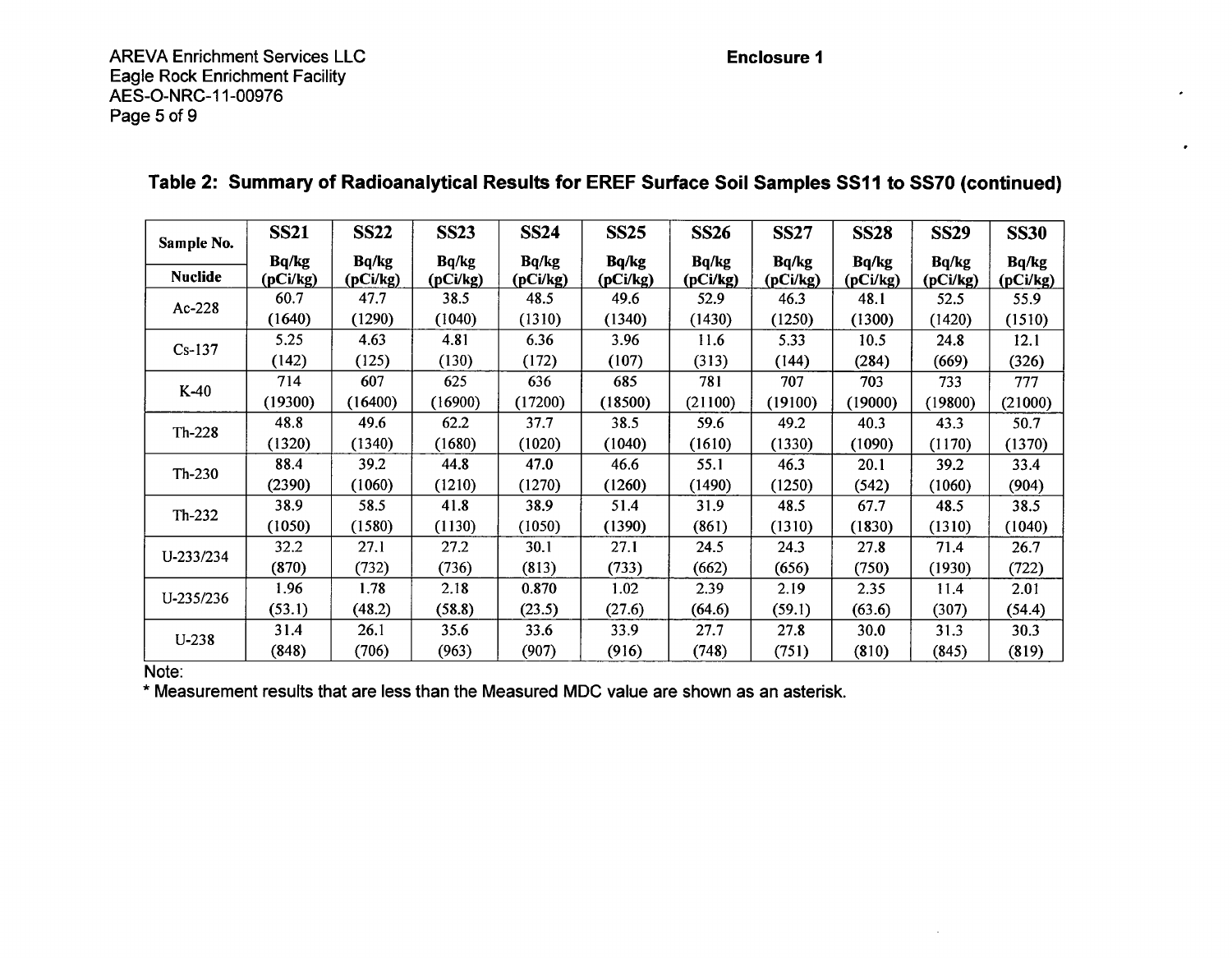**Table 2: Summary of Radioanalytical Results for EREF Surface Soil Samples SS11 to SS70 (continued)**

| Sample No. | SS21 | SS22 | SS23 | SS24 | SS25 | SS26 | SS27 | SS28 | SS29 | SS30 |
|---|---|---|---|---|---|---|---|---|---|---|
| Nuclide | Bq/kg (pCi/kg) | Bq/kg (pCi/kg) | Bq/kg (pCi/kg) | Bq/kg (pCi/kg) | Bq/kg (pCi/kg) | Bq/kg (pCi/kg) | Bq/kg (pCi/kg) | Bq/kg (pCi/kg) | Bq/kg (pCi/kg) | Bq/kg (pCi/kg) |
| Ac-228 | 60.7 (1640) | 47.7 (1290) | 38.5 (1040) | 48.5 (1310) | 49.6 (1340) | 52.9 (1430) | 46.3 (1250) | 48.1 (1300) | 52.5 (1420) | 55.9 (1510) |
| Cs-137 | 5.25 (142) | 4.63 (125) | 4.81 (130) | 6.36 (172) | 3.96 (107) | 11.6 (313) | 5.33 (144) | 10.5 (284) | 24.8 (669) | 12.1 (326) |
| K-40 | 714 (19300) | 607 (16400) | 625 (16900) | 636 (17200) | 685 (18500) | 781 (21100) | 707 (19100) | 703 (19000) | 733 (19800) | 777 (21000) |
| Th-228 | 48.8 (1320) | 49.6 (1340) | 62.2 (1680) | 37.7 (1020) | 38.5 (1040) | 59.6 (1610) | 49.2 (1330) | 40.3 (1090) | 43.3 (1170) | 50.7 (1370) |
| Th-230 | 88.4 (2390) | 39.2 (1060) | 44.8 (1210) | 47.0 (1270) | 46.6 (1260) | 55.1 (1490) | 46.3 (1250) | 20.1 (542) | 39.2 (1060) | 33.4 (904) |
| Th-232 | 38.9 (1050) | 58.5 (1580) | 41.8 (1130) | 38.9 (1050) | 51.4 (1390) | 31.9 (861) | 48.5 (1310) | 67.7 (1830) | 48.5 (1310) | 38.5 (1040) |
| U-233/234 | 32.2 (870) | 27.1 (732) | 27.2 (736) | 30.1 (813) | 27.1 (733) | 24.5 (662) | 24.3 (656) | 27.8 (750) | 71.4 (1930) | 26.7 (722) |
| U-235/236 | 1.96 (53.1) | 1.78 (48.2) | 2.18 (58.8) | 0.870 (23.5) | 1.02 (27.6) | 2.39 (64.6) | 2.19 (59.1) | 2.35 (63.6) | 11.4 (307) | 2.01 (54.4) |
| U-238 | 31.4 (848) | 26.1 (706) | 35.6 (963) | 33.6 (907) | 33.9 (916) | 27.7 (748) | 27.8 (751) | 30.0 (810) | 31.3 (845) | 30.3 (819) |

Note:

* Measurement results that are less than the Measured MDC value are shown as an asterisk.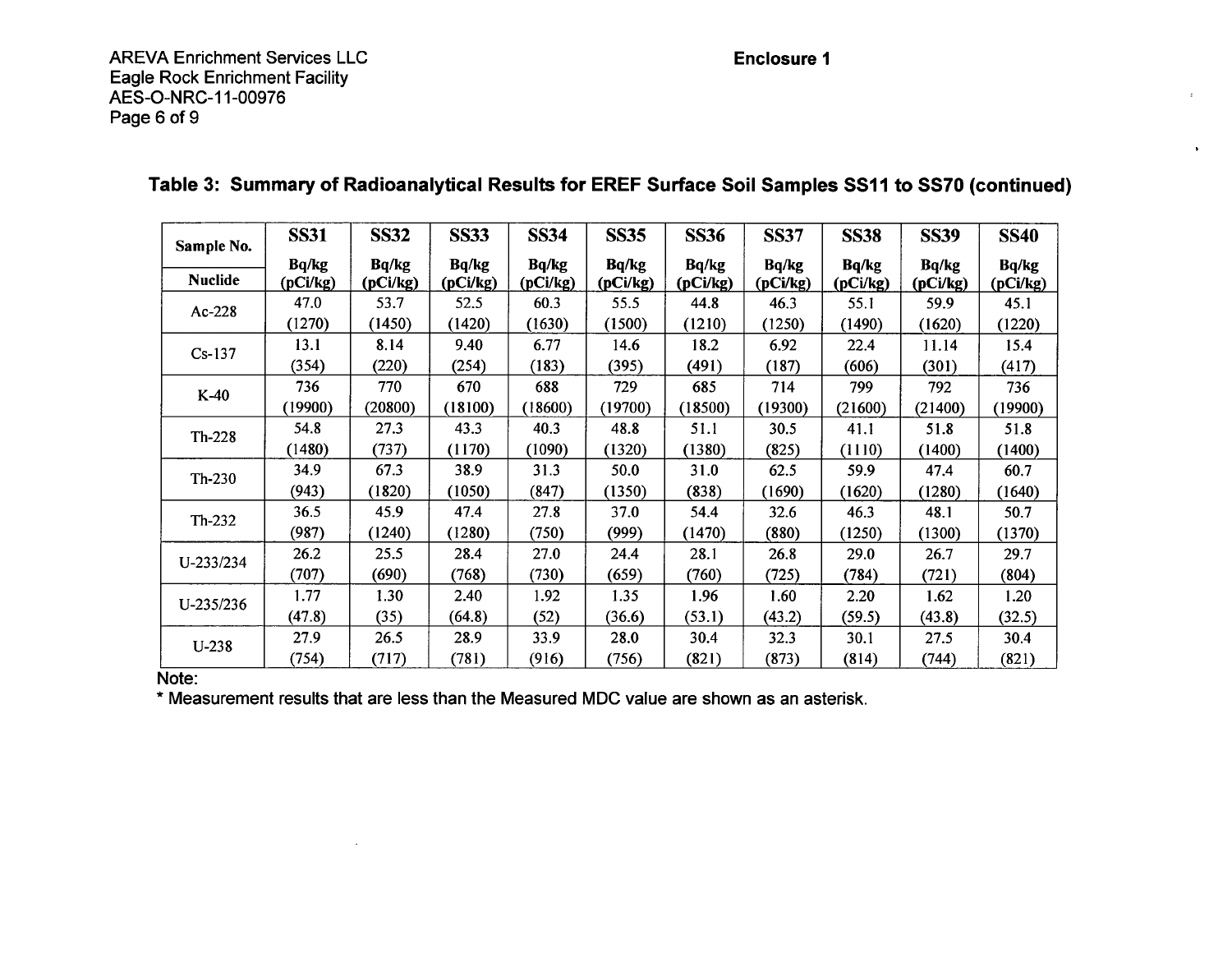**Table 3: Summary of Radioanalytical Results for EREF Surface Soil Samples SS11 to SS70 (continued)**

| Sample No. | SS31 | SS32 | SS33 | SS34 | SS35 | SS36 | SS37 | SS38 | SS39 | SS40 |
|---|---|---|---|---|---|---|---|---|---|---|
| Nuclide | Bq/kg (pCi/kg) | Bq/kg (pCi/kg) | Bq/kg (pCi/kg) | Bq/kg (pCi/kg) | Bq/kg (pCi/kg) | Bq/kg (pCi/kg) | Bq/kg (pCi/kg) | Bq/kg (pCi/kg) | Bq/kg (pCi/kg) | Bq/kg (pCi/kg) |
| Ac-228 | 47.0 (1270) | 53.7 (1450) | 52.5 (1420) | 60.3 (1630) | 55.5 (1500) | 44.8 (1210) | 46.3 (1250) | 55.1 (1490) | 59.9 (1620) | 45.1 (1220) |
| Cs-137 | 13.1 (354) | 8.14 (220) | 9.40 (254) | 6.77 (183) | 14.6 (395) | 18.2 (491) | 6.92 (187) | 22.4 (606) | 11.14 (301) | 15.4 (417) |
| K-40 | 736 (19900) | 770 (20800) | 670 (18100) | 688 (18600) | 729 (19700) | 685 (18500) | 714 (19300) | 799 (21600) | 792 (21400) | 736 (19900) |
| Th-228 | 54.8 (1480) | 27.3 (737) | 43.3 (1170) | 40.3 (1090) | 48.8 (1320) | 51.1 (1380) | 30.5 (825) | 41.1 (1110) | 51.8 (1400) | 51.8 (1400) |
| Th-230 | 34.9 (943) | 67.3 (1820) | 38.9 (1050) | 31.3 (847) | 50.0 (1350) | 31.0 (838) | 62.5 (1690) | 59.9 (1620) | 47.4 (1280) | 60.7 (1640) |
| Th-232 | 36.5 (987) | 45.9 (1240) | 47.4 (1280) | 27.8 (750) | 37.0 (999) | 54.4 (1470) | 32.6 (880) | 46.3 (1250) | 48.1 (1300) | 50.7 (1370) |
| U-233/234 | 26.2 (707) | 25.5 (690) | 28.4 (768) | 27.0 (730) | 24.4 (659) | 28.1 (760) | 26.8 (725) | 29.0 (784) | 26.7 (721) | 29.7 (804) |
| U-235/236 | 1.77 (47.8) | 1.30 (35) | 2.40 (64.8) | 1.92 (52) | 1.35 (36.6) | 1.96 (53.1) | 1.60 (43.2) | 2.20 (59.5) | 1.62 (43.8) | 1.20 (32.5) |
| U-238 | 27.9 (754) | 26.5 (717) | 28.9 (781) | 33.9 (916) | 28.0 (756) | 30.4 (821) | 32.3 (873) | 30.1 (814) | 27.5 (744) | 30.4 (821) |

Note:

* Measurement results that are less than the Measured MDC value are shown as an asterisk.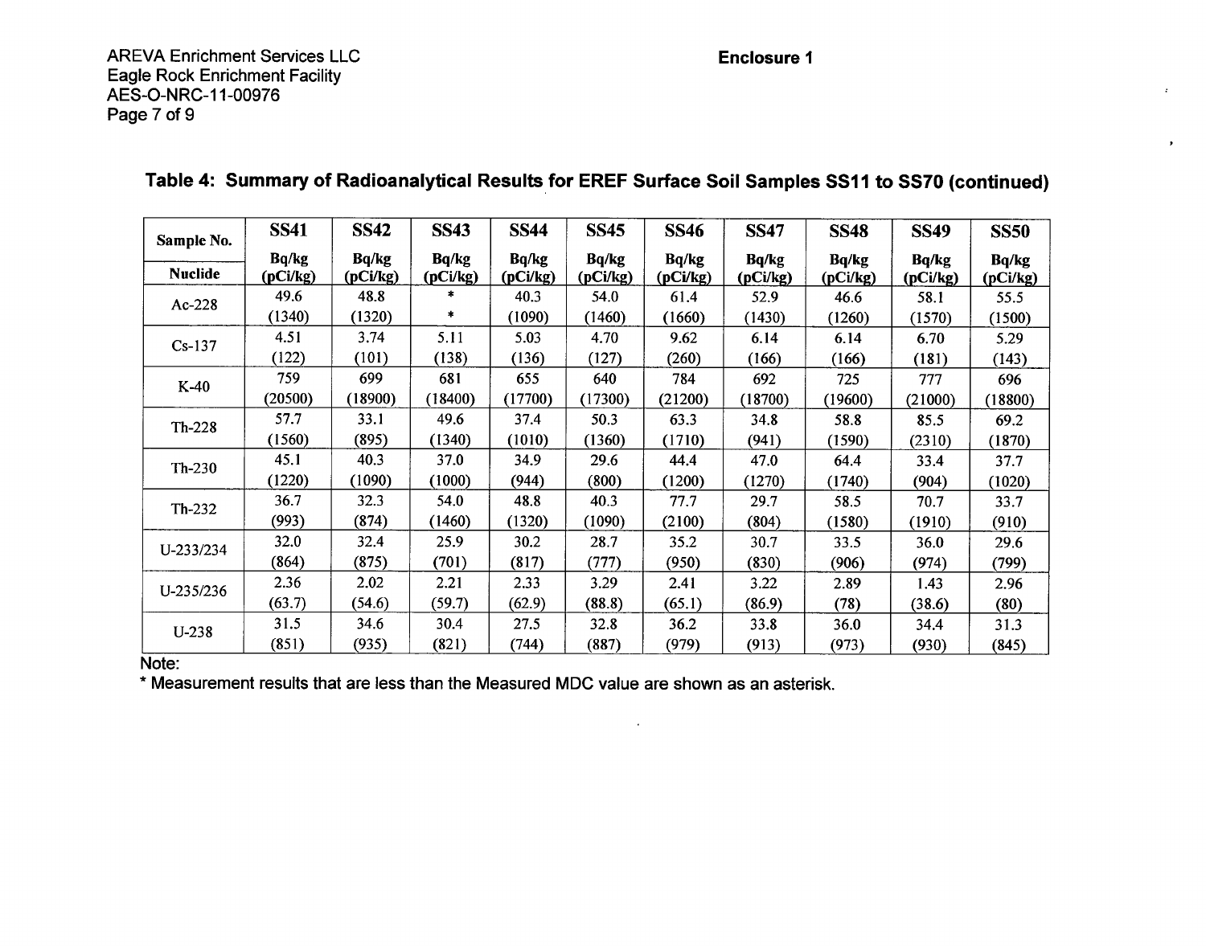## Table 4: Summary of Radioanalytical Results for EREF Surface Soil Samples SS11 to SS70 (continued)

| Sample No. | SS41 | SS42 | SS43 | SS44 | SS45 | SS46 | SS47 | SS48 | SS49 | SS50 |
|---|---|---|---|---|---|---|---|---|---|---|
| **Nuclide** | **Bq/kg (pCi/kg)** | **Bq/kg (pCi/kg)** | **Bq/kg (pCi/kg)** | **Bq/kg (pCi/kg)** | **Bq/kg (pCi/kg)** | **Bq/kg (pCi/kg)** | **Bq/kg (pCi/kg)** | **Bq/kg (pCi/kg)** | **Bq/kg (pCi/kg)** | **Bq/kg (pCi/kg)** |
| Ac-228 | 49.6 (1340) | 48.8 (1320) | * * | 40.3 (1090) | 54.0 (1460) | 61.4 (1660) | 52.9 (1430) | 46.6 (1260) | 58.1 (1570) | 55.5 (1500) |
| Cs-137 | 4.51 (122) | 3.74 (101) | 5.11 (138) | 5.03 (136) | 4.70 (127) | 9.62 (260) | 6.14 (166) | 6.14 (166) | 6.70 (181) | 5.29 (143) |
| K-40 | 759 (20500) | 699 (18900) | 681 (18400) | 655 (17700) | 640 (17300) | 784 (21200) | 692 (18700) | 725 (19600) | 777 (21000) | 696 (18800) |
| Th-228 | 57.7 (1560) | 33.1 (895) | 49.6 (1340) | 37.4 (1010) | 50.3 (1360) | 63.3 (1710) | 34.8 (941) | 58.8 (1590) | 85.5 (2310) | 69.2 (1870) |
| Th-230 | 45.1 (1220) | 40.3 (1090) | 37.0 (1000) | 34.9 (944) | 29.6 (800) | 44.4 (1200) | 47.0 (1270) | 64.4 (1740) | 33.4 (904) | 37.7 (1020) |
| Th-232 | 36.7 (993) | 32.3 (874) | 54.0 (1460) | 48.8 (1320) | 40.3 (1090) | 77.7 (2100) | 29.7 (804) | 58.5 (1580) | 70.7 (1910) | 33.7 (910) |
| U-233/234 | 32.0 (864) | 32.4 (875) | 25.9 (701) | 30.2 (817) | 28.7 (777) | 35.2 (950) | 30.7 (830) | 33.5 (906) | 36.0 (974) | 29.6 (799) |
| U-235/236 | 2.36 (63.7) | 2.02 (54.6) | 2.21 (59.7) | 2.33 (62.9) | 3.29 (88.8) | 2.41 (65.1) | 3.22 (86.9) | 2.89 (78) | 1.43 (38.6) | 2.96 (80) |
| U-238 | 31.5 (851) | 34.6 (935) | 30.4 (821) | 27.5 (744) | 32.8 (887) | 36.2 (979) | 33.8 (913) | 36.0 (973) | 34.4 (930) | 31.3 (845) |

Note:

* Measurement results that are less than the Measured MDC value are shown as an asterisk.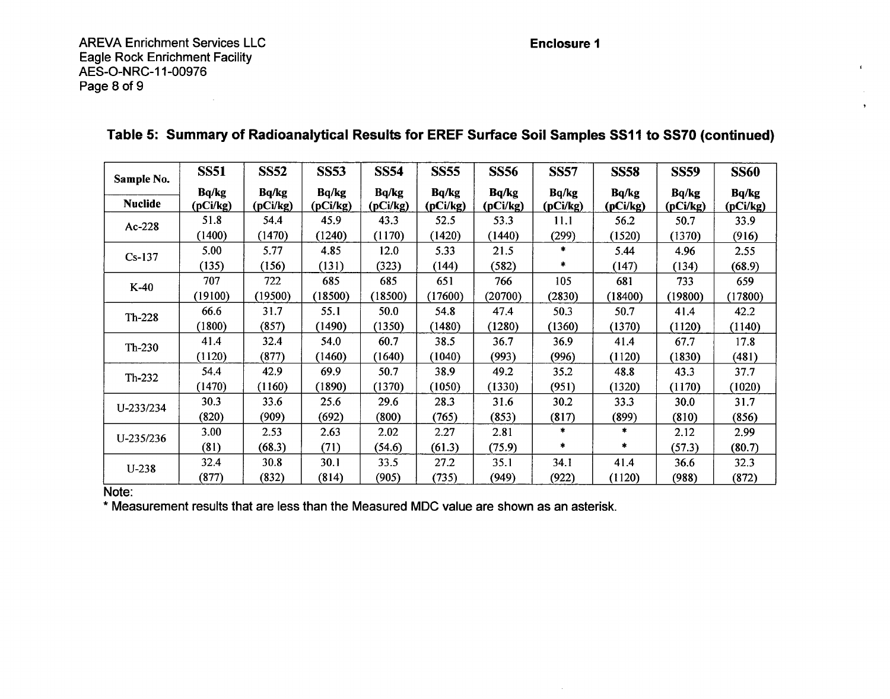**Table 5: Summary of Radioanalytical Results for EREF Surface Soil Samples SS11 to SS70 (continued)**

| Sample No. / Nuclide | SS51 Bq/kg (pCi/kg) | SS52 Bq/kg (pCi/kg) | SS53 Bq/kg (pCi/kg) | SS54 Bq/kg (pCi/kg) | SS55 Bq/kg (pCi/kg) | SS56 Bq/kg (pCi/kg) | SS57 Bq/kg (pCi/kg) | SS58 Bq/kg (pCi/kg) | SS59 Bq/kg (pCi/kg) | SS60 Bq/kg (pCi/kg) |
|---|---|---|---|---|---|---|---|---|---|---|
| Ac-228 | 51.8 (1400) | 54.4 (1470) | 45.9 (1240) | 43.3 (1170) | 52.5 (1420) | 53.3 (1440) | 11.1 (299) | 56.2 (1520) | 50.7 (1370) | 33.9 (916) |
| Cs-137 | 5.00 (135) | 5.77 (156) | 4.85 (131) | 12.0 (323) | 5.33 (144) | 21.5 (582) | * (*) | 5.44 (147) | 4.96 (134) | 2.55 (68.9) |
| K-40 | 707 (19100) | 722 (19500) | 685 (18500) | 685 (18500) | 651 (17600) | 766 (20700) | 105 (2830) | 681 (18400) | 733 (19800) | 659 (17800) |
| Th-228 | 66.6 (1800) | 31.7 (857) | 55.1 (1490) | 50.0 (1350) | 54.8 (1480) | 47.4 (1280) | 50.3 (1360) | 50.7 (1370) | 41.4 (1120) | 42.2 (1140) |
| Th-230 | 41.4 (1120) | 32.4 (877) | 54.0 (1460) | 60.7 (1640) | 38.5 (1040) | 36.7 (993) | 36.9 (996) | 41.4 (1120) | 67.7 (1830) | 17.8 (481) |
| Th-232 | 54.4 (1470) | 42.9 (1160) | 69.9 (1890) | 50.7 (1370) | 38.9 (1050) | 49.2 (1330) | 35.2 (951) | 48.8 (1320) | 43.3 (1170) | 37.7 (1020) |
| U-233/234 | 30.3 (820) | 33.6 (909) | 25.6 (692) | 29.6 (800) | 28.3 (765) | 31.6 (853) | 30.2 (817) | 33.3 (899) | 30.0 (810) | 31.7 (856) |
| U-235/236 | 3.00 (81) | 2.53 (68.3) | 2.63 (71) | 2.02 (54.6) | 2.27 (61.3) | 2.81 (75.9) | * (*) | * (*) | 2.12 (57.3) | 2.99 (80.7) |
| U-238 | 32.4 (877) | 30.8 (832) | 30.1 (814) | 33.5 (905) | 27.2 (735) | 35.1 (949) | 34.1 (922) | 41.4 (1120) | 36.6 (988) | 32.3 (872) |

Note:
* Measurement results that are less than the Measured MDC value are shown as an asterisk.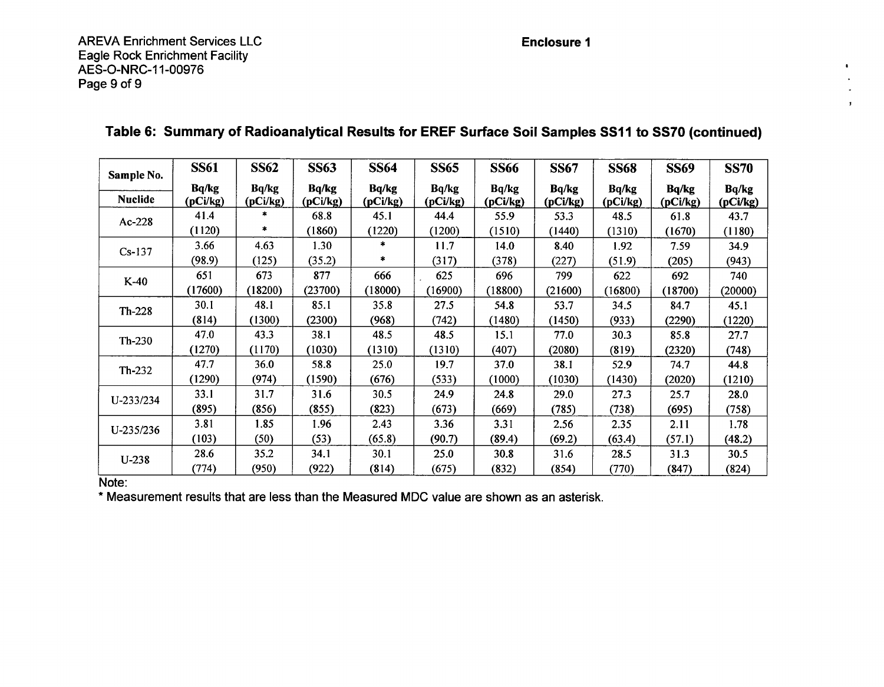**Enclosure 1**

### Table 6: Summary of Radioanalytical Results for EREF Surface Soil Samples SS11 to SS70 (continued)

| Sample No. | SS61 | SS62 | SS63 | SS64 | SS65 | SS66 | SS67 | SS68 | SS69 | SS70 |
|---|---|---|---|---|---|---|---|---|---|---|
| **Nuclide** | Bq/kg (pCi/kg) | Bq/kg (pCi/kg) | Bq/kg (pCi/kg) | Bq/kg (pCi/kg) | Bq/kg (pCi/kg) | Bq/kg (pCi/kg) | Bq/kg (pCi/kg) | Bq/kg (pCi/kg) | Bq/kg (pCi/kg) | Bq/kg (pCi/kg) |
| Ac-228 | 41.4 (1120) | * * | 68.8 (1860) | 45.1 (1220) | 44.4 (1200) | 55.9 (1510) | 53.3 (1440) | 48.5 (1310) | 61.8 (1670) | 43.7 (1180) |
| Cs-137 | 3.66 (98.9) | 4.63 (125) | 1.30 (35.2) | * * | 11.7 (317) | 14.0 (378) | 8.40 (227) | 1.92 (51.9) | 7.59 (205) | 34.9 (943) |
| K-40 | 651 (17600) | 673 (18200) | 877 (23700) | 666 (18000) | 625 (16900) | 696 (18800) | 799 (21600) | 622 (16800) | 692 (18700) | 740 (20000) |
| Th-228 | 30.1 (814) | 48.1 (1300) | 85.1 (2300) | 35.8 (968) | 27.5 (742) | 54.8 (1480) | 53.7 (1450) | 34.5 (933) | 84.7 (2290) | 45.1 (1220) |
| Th-230 | 47.0 (1270) | 43.3 (1170) | 38.1 (1030) | 48.5 (1310) | 48.5 (1310) | 15.1 (407) | 77.0 (2080) | 30.3 (819) | 85.8 (2320) | 27.7 (748) |
| Th-232 | 47.7 (1290) | 36.0 (974) | 58.8 (1590) | 25.0 (676) | 19.7 (533) | 37.0 (1000) | 38.1 (1030) | 52.9 (1430) | 74.7 (2020) | 44.8 (1210) |
| U-233/234 | 33.1 (895) | 31.7 (856) | 31.6 (855) | 30.5 (823) | 24.9 (673) | 24.8 (669) | 29.0 (785) | 27.3 (738) | 25.7 (695) | 28.0 (758) |
| U-235/236 | 3.81 (103) | 1.85 (50) | 1.96 (53) | 2.43 (65.8) | 3.36 (90.7) | 3.31 (89.4) | 2.56 (69.2) | 2.35 (63.4) | 2.11 (57.1) | 1.78 (48.2) |
| U-238 | 28.6 (774) | 35.2 (950) | 34.1 (922) | 30.1 (814) | 25.0 (675) | 30.8 (832) | 31.6 (854) | 28.5 (770) | 31.3 (847) | 30.5 (824) |

Note:

* Measurement results that are less than the Measured MDC value are shown as an asterisk.